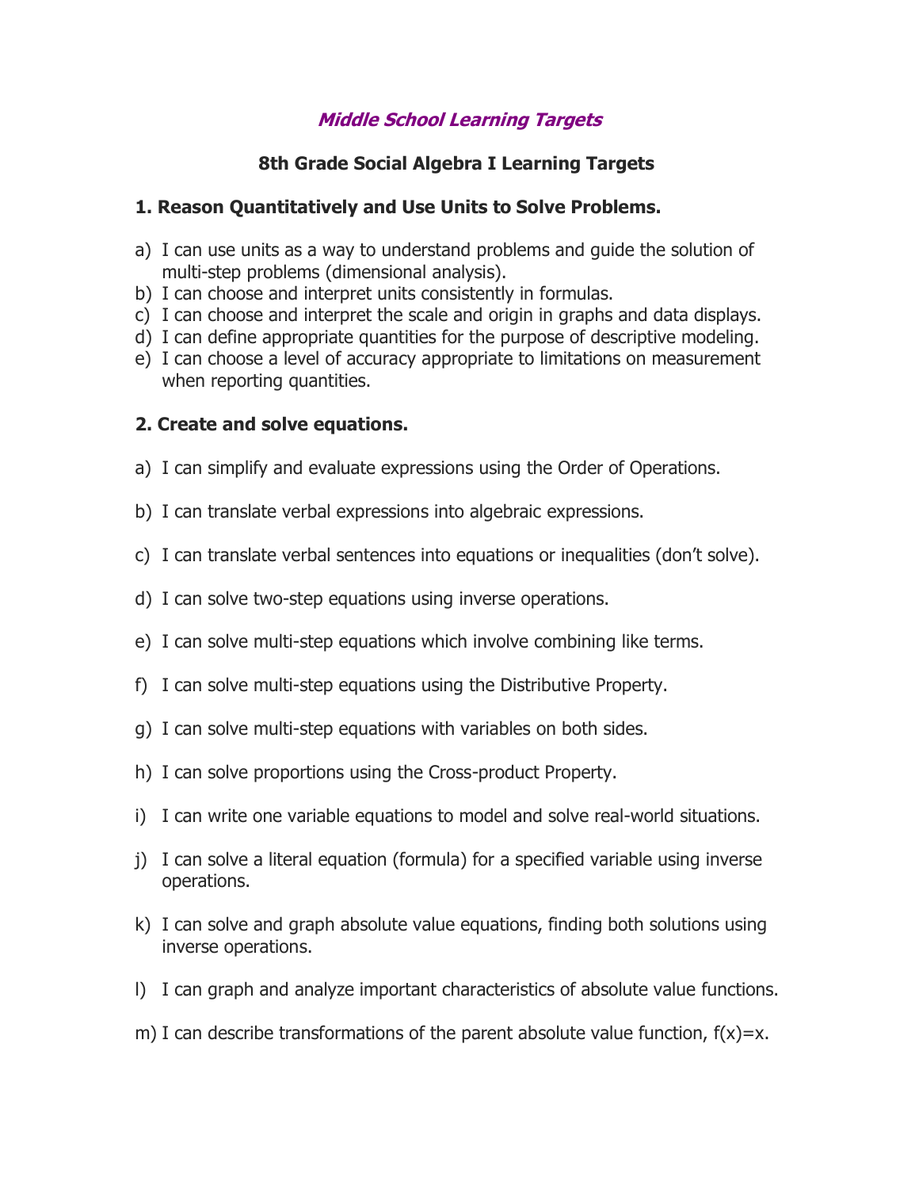# *Middle School Learning Targets*

## 8th Grade Social Algebra I Learning Targets

### 1. Reason Quantitatively and Use Units to Solve Problems.

a) I can use units as a way to understand problems and guide the solution of multi-step problems (dimensional analysis).
b) I can choose and interpret units consistently in formulas.
c) I can choose and interpret the scale and origin in graphs and data displays.
d) I can define appropriate quantities for the purpose of descriptive modeling.
e) I can choose a level of accuracy appropriate to limitations on measurement when reporting quantities.

### 2. Create and solve equations.

a) I can simplify and evaluate expressions using the Order of Operations.

b) I can translate verbal expressions into algebraic expressions.

c) I can translate verbal sentences into equations or inequalities (don't solve).

d) I can solve two-step equations using inverse operations.

e) I can solve multi-step equations which involve combining like terms.

f) I can solve multi-step equations using the Distributive Property.

g) I can solve multi-step equations with variables on both sides.

h) I can solve proportions using the Cross-product Property.

i) I can write one variable equations to model and solve real-world situations.

j) I can solve a literal equation (formula) for a specified variable using inverse operations.

k) I can solve and graph absolute value equations, finding both solutions using inverse operations.

l) I can graph and analyze important characteristics of absolute value functions.

m) I can describe transformations of the parent absolute value function, $f(x)=x$.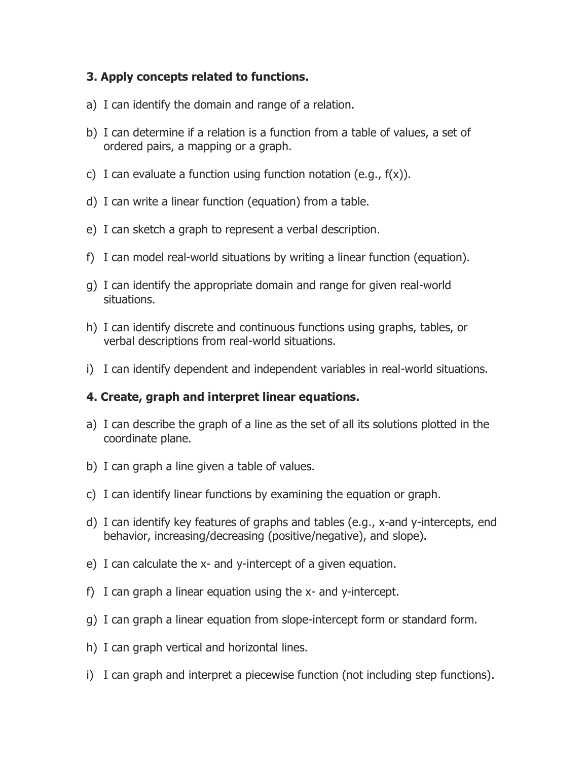**3. Apply concepts related to functions.**

a) I can identify the domain and range of a relation.

b) I can determine if a relation is a function from a table of values, a set of ordered pairs, a mapping or a graph.

c) I can evaluate a function using function notation (e.g., $f(x)$).

d) I can write a linear function (equation) from a table.

e) I can sketch a graph to represent a verbal description.

f) I can model real-world situations by writing a linear function (equation).

g) I can identify the appropriate domain and range for given real-world situations.

h) I can identify discrete and continuous functions using graphs, tables, or verbal descriptions from real-world situations.

i) I can identify dependent and independent variables in real-world situations.

**4. Create, graph and interpret linear equations.**

a) I can describe the graph of a line as the set of all its solutions plotted in the coordinate plane.

b) I can graph a line given a table of values.

c) I can identify linear functions by examining the equation or graph.

d) I can identify key features of graphs and tables (e.g., x-and y-intercepts, end behavior, increasing/decreasing (positive/negative), and slope).

e) I can calculate the x- and y-intercept of a given equation.

f) I can graph a linear equation using the x- and y-intercept.

g) I can graph a linear equation from slope-intercept form or standard form.

h) I can graph vertical and horizontal lines.

i) I can graph and interpret a piecewise function (not including step functions).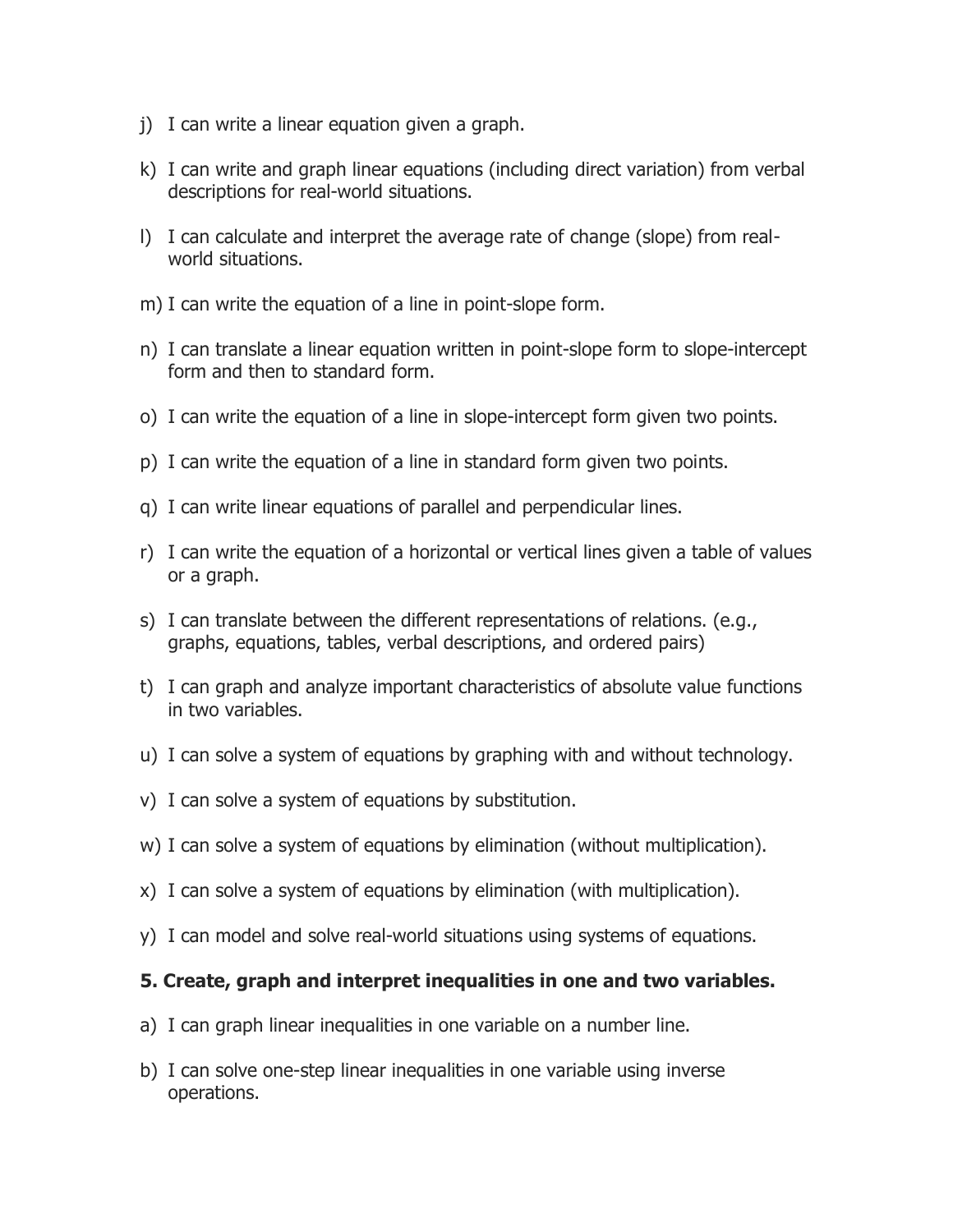j) I can write a linear equation given a graph.

k) I can write and graph linear equations (including direct variation) from verbal descriptions for real-world situations.

l) I can calculate and interpret the average rate of change (slope) from real-world situations.

m) I can write the equation of a line in point-slope form.

n) I can translate a linear equation written in point-slope form to slope-intercept form and then to standard form.

o) I can write the equation of a line in slope-intercept form given two points.

p) I can write the equation of a line in standard form given two points.

q) I can write linear equations of parallel and perpendicular lines.

r) I can write the equation of a horizontal or vertical lines given a table of values or a graph.

s) I can translate between the different representations of relations. (e.g., graphs, equations, tables, verbal descriptions, and ordered pairs)

t) I can graph and analyze important characteristics of absolute value functions in two variables.

u) I can solve a system of equations by graphing with and without technology.

v) I can solve a system of equations by substitution.

w) I can solve a system of equations by elimination (without multiplication).

x) I can solve a system of equations by elimination (with multiplication).

y) I can model and solve real-world situations using systems of equations.

**5. Create, graph and interpret inequalities in one and two variables.**

a) I can graph linear inequalities in one variable on a number line.

b) I can solve one-step linear inequalities in one variable using inverse operations.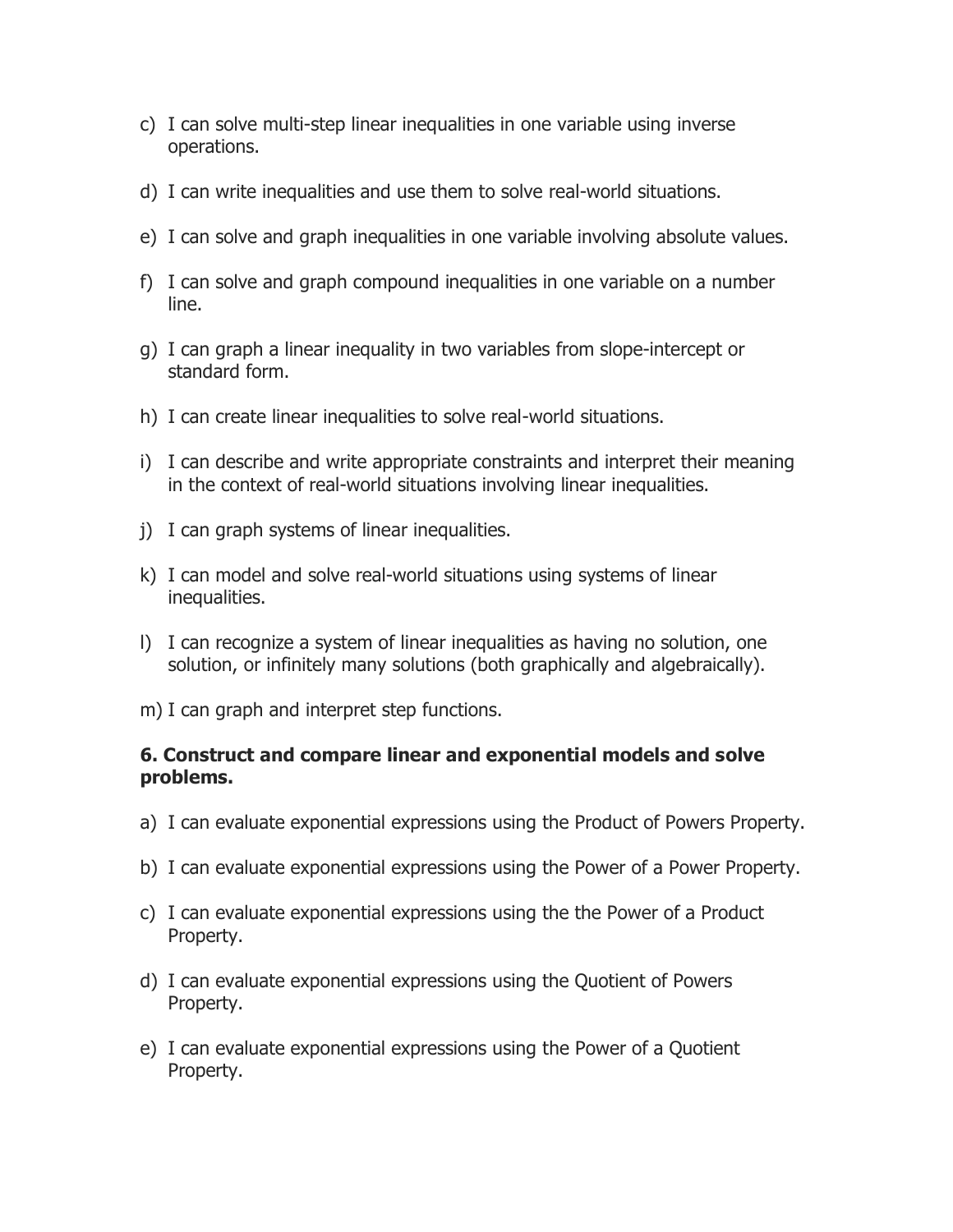c) I can solve multi-step linear inequalities in one variable using inverse operations.

d) I can write inequalities and use them to solve real-world situations.

e) I can solve and graph inequalities in one variable involving absolute values.

f) I can solve and graph compound inequalities in one variable on a number line.

g) I can graph a linear inequality in two variables from slope-intercept or standard form.

h) I can create linear inequalities to solve real-world situations.

i) I can describe and write appropriate constraints and interpret their meaning in the context of real-world situations involving linear inequalities.

j) I can graph systems of linear inequalities.

k) I can model and solve real-world situations using systems of linear inequalities.

l) I can recognize a system of linear inequalities as having no solution, one solution, or infinitely many solutions (both graphically and algebraically).

m) I can graph and interpret step functions.

**6. Construct and compare linear and exponential models and solve problems.**

a) I can evaluate exponential expressions using the Product of Powers Property.

b) I can evaluate exponential expressions using the Power of a Power Property.

c) I can evaluate exponential expressions using the the Power of a Product Property.

d) I can evaluate exponential expressions using the Quotient of Powers Property.

e) I can evaluate exponential expressions using the Power of a Quotient Property.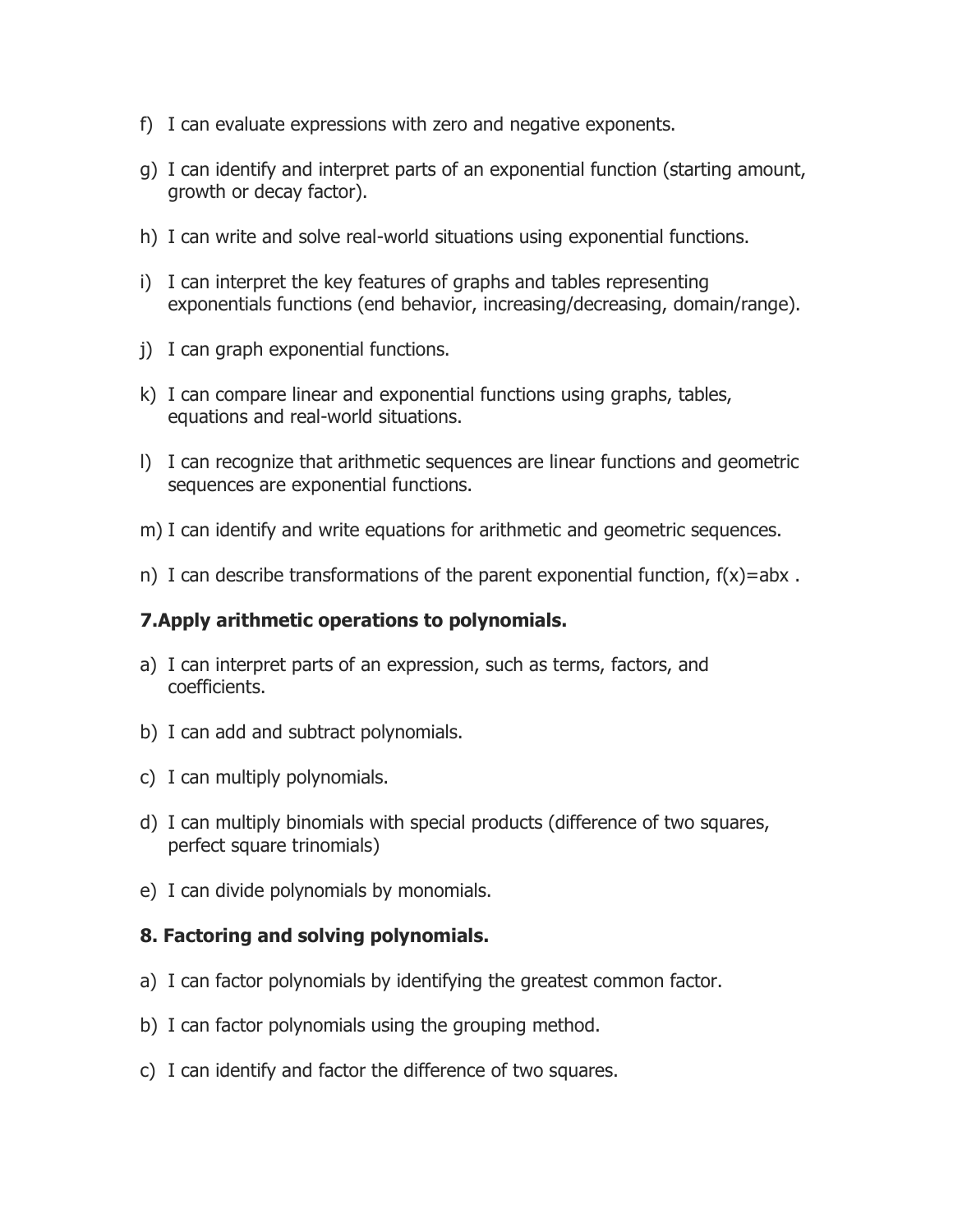f) I can evaluate expressions with zero and negative exponents.

g) I can identify and interpret parts of an exponential function (starting amount, growth or decay factor).

h) I can write and solve real-world situations using exponential functions.

i) I can interpret the key features of graphs and tables representing exponentials functions (end behavior, increasing/decreasing, domain/range).

j) I can graph exponential functions.

k) I can compare linear and exponential functions using graphs, tables, equations and real-world situations.

l) I can recognize that arithmetic sequences are linear functions and geometric sequences are exponential functions.

m) I can identify and write equations for arithmetic and geometric sequences.

n) I can describe transformations of the parent exponential function, $f(x)=abx$ .

**7.Apply arithmetic operations to polynomials.**

a) I can interpret parts of an expression, such as terms, factors, and coefficients.

b) I can add and subtract polynomials.

c) I can multiply polynomials.

d) I can multiply binomials with special products (difference of two squares, perfect square trinomials)

e) I can divide polynomials by monomials.

**8. Factoring and solving polynomials.**

a) I can factor polynomials by identifying the greatest common factor.

b) I can factor polynomials using the grouping method.

c) I can identify and factor the difference of two squares.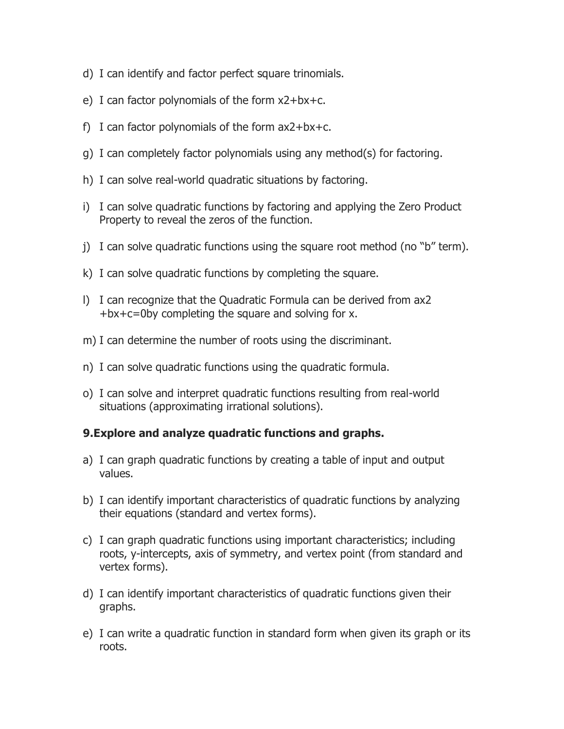d) I can identify and factor perfect square trinomials.

e) I can factor polynomials of the form $x2+bx+c$.

f) I can factor polynomials of the form $ax2+bx+c$.

g) I can completely factor polynomials using any method(s) for factoring.

h) I can solve real-world quadratic situations by factoring.

i) I can solve quadratic functions by factoring and applying the Zero Product Property to reveal the zeros of the function.

j) I can solve quadratic functions using the square root method (no "b" term).

k) I can solve quadratic functions by completing the square.

l) I can recognize that the Quadratic Formula can be derived from $ax2 +bx+c=0$by completing the square and solving for x.

m) I can determine the number of roots using the discriminant.

n) I can solve quadratic functions using the quadratic formula.

o) I can solve and interpret quadratic functions resulting from real-world situations (approximating irrational solutions).

**9.Explore and analyze quadratic functions and graphs.**

a) I can graph quadratic functions by creating a table of input and output values.

b) I can identify important characteristics of quadratic functions by analyzing their equations (standard and vertex forms).

c) I can graph quadratic functions using important characteristics; including roots, y-intercepts, axis of symmetry, and vertex point (from standard and vertex forms).

d) I can identify important characteristics of quadratic functions given their graphs.

e) I can write a quadratic function in standard form when given its graph or its roots.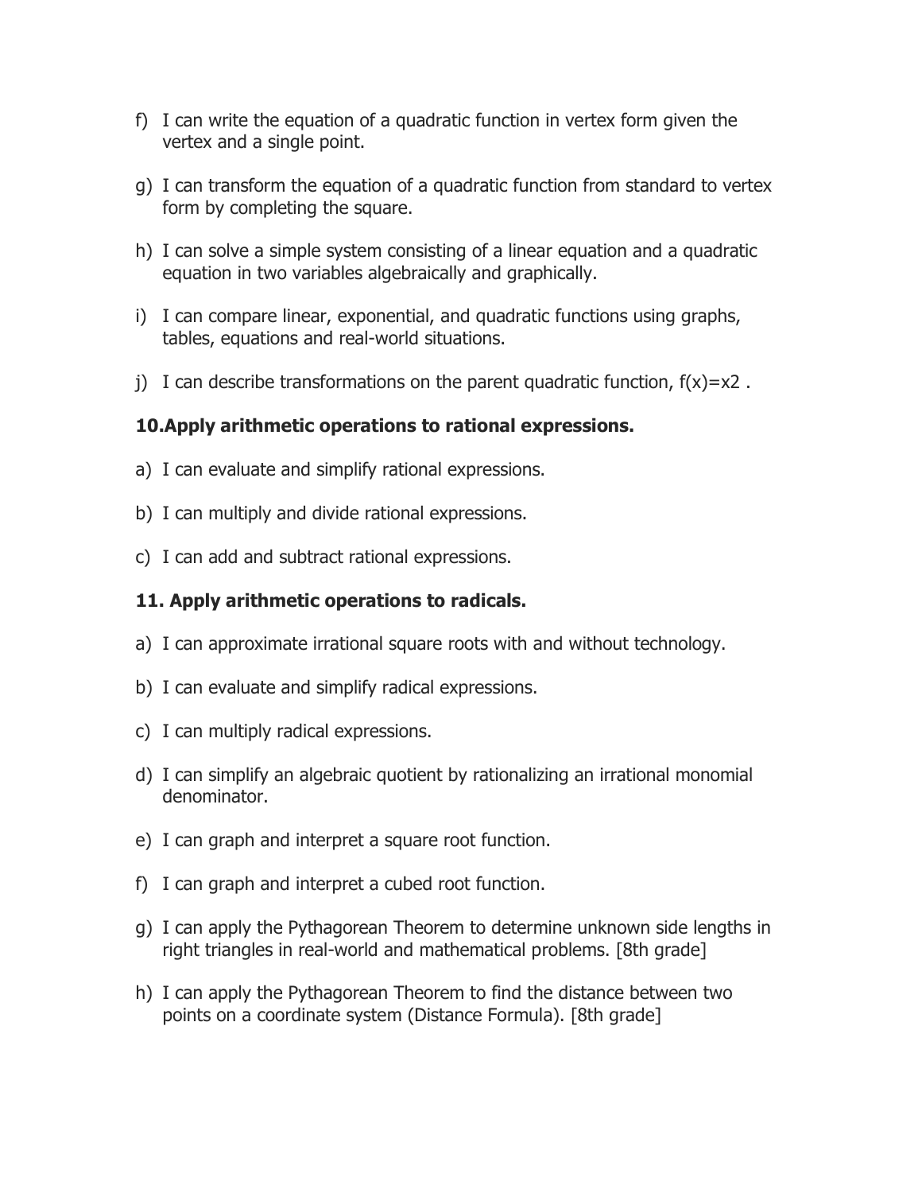f) I can write the equation of a quadratic function in vertex form given the vertex and a single point.

g) I can transform the equation of a quadratic function from standard to vertex form by completing the square.

h) I can solve a simple system consisting of a linear equation and a quadratic equation in two variables algebraically and graphically.

i) I can compare linear, exponential, and quadratic functions using graphs, tables, equations and real-world situations.

j) I can describe transformations on the parent quadratic function, $f(x)=x2$ .

### 10.Apply arithmetic operations to rational expressions.

a) I can evaluate and simplify rational expressions.

b) I can multiply and divide rational expressions.

c) I can add and subtract rational expressions.

### 11. Apply arithmetic operations to radicals.

a) I can approximate irrational square roots with and without technology.

b) I can evaluate and simplify radical expressions.

c) I can multiply radical expressions.

d) I can simplify an algebraic quotient by rationalizing an irrational monomial denominator.

e) I can graph and interpret a square root function.

f) I can graph and interpret a cubed root function.

g) I can apply the Pythagorean Theorem to determine unknown side lengths in right triangles in real-world and mathematical problems. [8th grade]

h) I can apply the Pythagorean Theorem to find the distance between two points on a coordinate system (Distance Formula). [8th grade]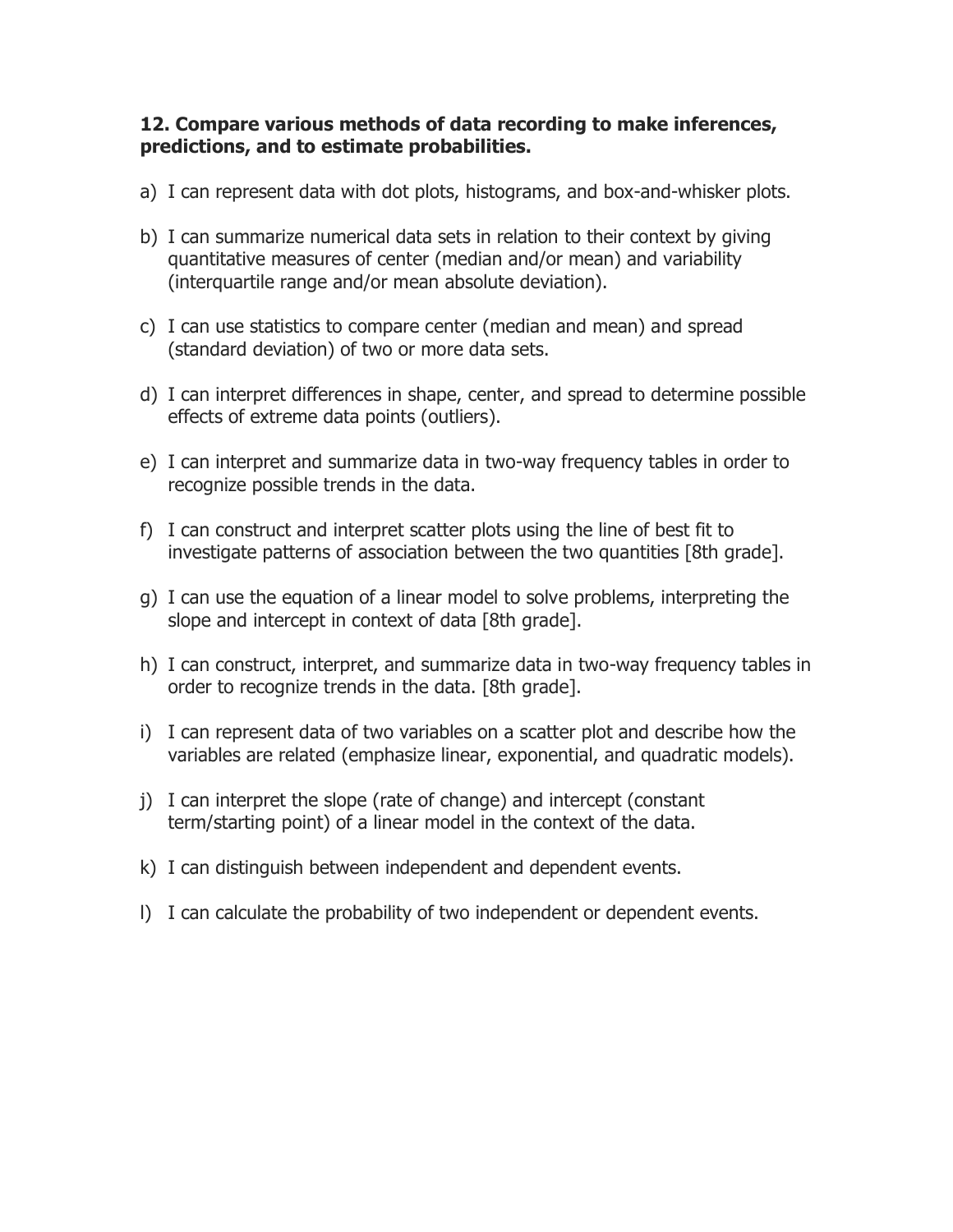**12. Compare various methods of data recording to make inferences, predictions, and to estimate probabilities.**

a) I can represent data with dot plots, histograms, and box-and-whisker plots.

b) I can summarize numerical data sets in relation to their context by giving quantitative measures of center (median and/or mean) and variability (interquartile range and/or mean absolute deviation).

c) I can use statistics to compare center (median and mean) and spread (standard deviation) of two or more data sets.

d) I can interpret differences in shape, center, and spread to determine possible effects of extreme data points (outliers).

e) I can interpret and summarize data in two-way frequency tables in order to recognize possible trends in the data.

f) I can construct and interpret scatter plots using the line of best fit to investigate patterns of association between the two quantities [8th grade].

g) I can use the equation of a linear model to solve problems, interpreting the slope and intercept in context of data [8th grade].

h) I can construct, interpret, and summarize data in two-way frequency tables in order to recognize trends in the data. [8th grade].

i) I can represent data of two variables on a scatter plot and describe how the variables are related (emphasize linear, exponential, and quadratic models).

j) I can interpret the slope (rate of change) and intercept (constant term/starting point) of a linear model in the context of the data.

k) I can distinguish between independent and dependent events.

l) I can calculate the probability of two independent or dependent events.